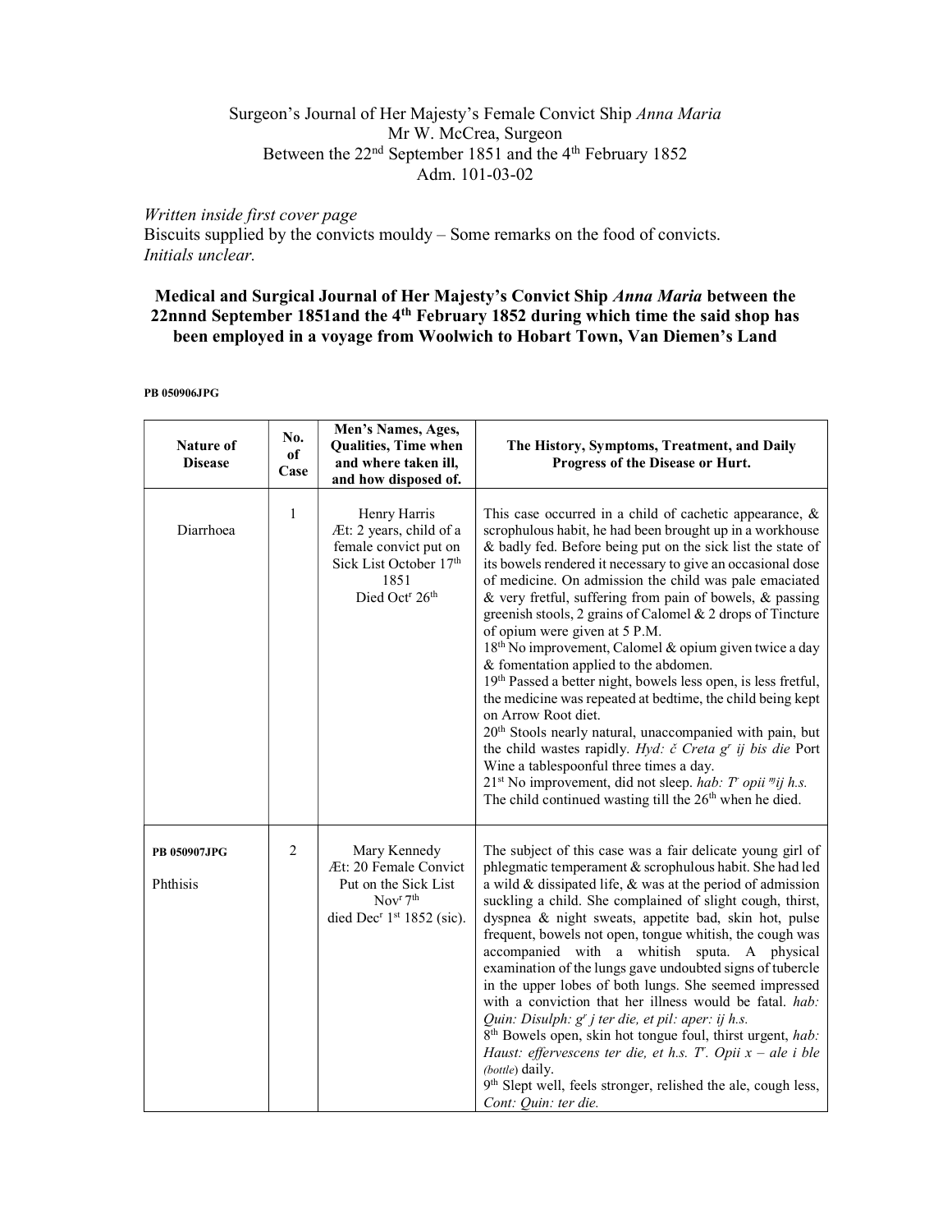Surgeon's Journal of Her Majesty's Female Convict Ship *Anna Maria*
Mr W. McCrea, Surgeon
Between the 22nd September 1851 and the 4th February 1852
Adm. 101-03-02

*Written inside first cover page*
Biscuits supplied by the convicts mouldy – Some remarks on the food of convicts.
*Initials unclear.*

**Medical and Surgical Journal of Her Majesty's Convict Ship *Anna Maria* between the 22nnnd September 1851and the 4th February 1852 during which time the said shop has been employed in a voyage from Woolwich to Hobart Town, Van Diemen's Land**

**PB 050906JPG**

| Nature of Disease | No. of Case | Men's Names, Ages, Qualities, Time when and where taken ill, and how disposed of. | The History, Symptoms, Treatment, and Daily Progress of the Disease or Hurt. |
|---|---|---|---|
| Diarrhoea | 1 | Henry Harris Æt: 2 years, child of a female convict put on Sick List October 17th 1851 Died Octr 26th | This case occurred in a child of cachetic appearance, & scrophulous habit, he had been brought up in a workhouse & badly fed. Before being put on the sick list the state of its bowels rendered it necessary to give an occasional dose of medicine. On admission the child was pale emaciated & very fretful, suffering from pain of bowels, & passing greenish stools, 2 grains of Calomel & 2 drops of Tincture of opium were given at 5 P.M. 18th No improvement, Calomel & opium given twice a day & fomentation applied to the abdomen. 19th Passed a better night, bowels less open, is less fretful, the medicine was repeated at bedtime, the child being kept on Arrow Root diet. 20th Stools nearly natural, unaccompanied with pain, but the child wastes rapidly. *Hyd: č Creta gr ij bis die* Port Wine a tablespoonful three times a day. 21st No improvement, did not sleep. *hab: Tr opii ᵐij h.s.* The child continued wasting till the 26th when he died. |
| **PB 050907JPG** Phthisis | 2 | Mary Kennedy Æt: 20 Female Convict Put on the Sick List Novr 7th died Decr 1st 1852 (sic). | The subject of this case was a fair delicate young girl of phlegmatic temperament & scrophulous habit. She had led a wild & dissipated life, & was at the period of admission suckling a child. She complained of slight cough, thirst, dyspnea & night sweats, appetite bad, skin hot, pulse frequent, bowels not open, tongue whitish, the cough was accompanied with a whitish sputa. A physical examination of the lungs gave undoubted signs of tubercle in the upper lobes of both lungs. She seemed impressed with a conviction that her illness would be fatal. *hab: Quin: Disulph: gr j ter die, et pil: aper: ij h.s.* 8th Bowels open, skin hot tongue foul, thirst urgent, *hab: Haust: effervescens ter die, et h.s. Tr. Opii x – ale i ble* (*bottle*) daily. 9th Slept well, feels stronger, relished the ale, cough less, *Cont: Quin: ter die.* |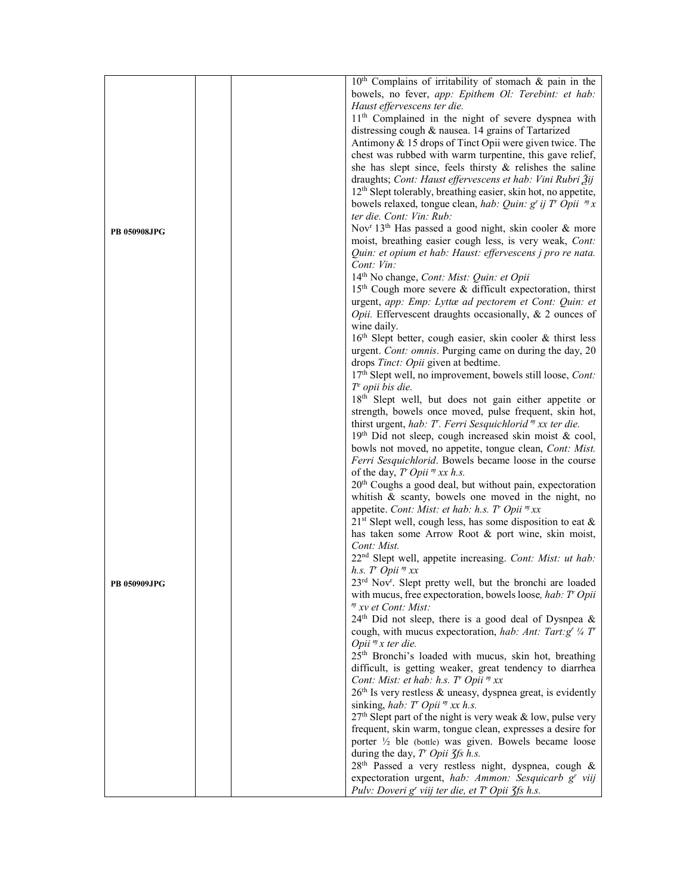| | | | |
|---|---|---|---|
| PB 050908JPG | | | 10[th] Complains of irritability of stomach & pain in the bowels, no fever, *app: Epithem Ol: Terebint: et hab: Haust effervescens ter die.*<br>11[th] Complained in the night of severe dyspnea with distressing cough & nausea. 14 grains of Tartarized Antimony & 15 drops of Tinct Opii were given twice. The chest was rubbed with warm turpentine, this gave relief, she has slept since, feels thirsty & relishes the saline draughts; *Cont: Haust effervescens et hab: Vini Rubri ℥ij*<br>12[th] Slept tolerably, breathing easier, skin hot, no appetite, bowels relaxed, tongue clean, *hab: Quin: g[r] ij T[r] Opii ♏ x ter die. Cont: Vin: Rub:*<br>Nov[r] 13[th] Has passed a good night, skin cooler & more moist, breathing easier cough less, is very weak, *Cont: Quin: et opium et hab: Haust: effervescens j pro re nata. Cont: Vin:*<br>14[th] No change, *Cont: Mist: Quin: et Opii*<br>15[th] Cough more severe & difficult expectoration, thirst urgent, *app: Emp: Lyttæ ad pectorem et Cont: Quin: et Opii.* Effervescent draughts occasionally, & 2 ounces of wine daily.<br>16[th] Slept better, cough easier, skin cooler & thirst less urgent. *Cont: omnis*. Purging came on during the day, 20 drops *Tinct: Opii* given at bedtime.<br>17[th] Slept well, no improvement, bowels still loose, *Cont: T[r] opii bis die.*<br>18[th] Slept well, but does not gain either appetite or strength, bowels once moved, pulse frequent, skin hot, thirst urgent, *hab: T[r]. Ferri Sesquichlorid ♏ xx ter die.*<br>19[th] Did not sleep, cough increased skin moist & cool, bowls not moved, no appetite, tongue clean, *Cont: Mist. Ferri Sesquichlorid*. Bowels became loose in the course of the day, *T[r] Opii ♏ xx h.s.*<br>20[th] Coughs a good deal, but without pain, expectoration whitish & scanty, bowels one moved in the night, no appetite. *Cont: Mist: et hab: h.s. T[r] Opii ♏ xx*<br>21[st] Slept well, cough less, has some disposition to eat & has taken some Arrow Root & port wine, skin moist, *Cont: Mist.* |
| PB 050909JPG | | | 22[nd] Slept well, appetite increasing. *Cont: Mist: ut hab: h.s. T[r] Opii ♏ xx*<br>23[rd] Nov[r]. Slept pretty well, but the bronchi are loaded with mucus, free expectoration, bowels loose, *hab: T[r] Opii ♏ xv et Cont: Mist:*<br>24[th] Did not sleep, there is a good deal of Dysnpea & cough, with mucus expectoration, *hab: Ant: Tart:g[r] ¼ T[r] Opii ♏ x ter die.*<br>25[th] Bronchi's loaded with mucus, skin hot, breathing difficult, is getting weaker, great tendency to diarrhea *Cont: Mist: et hab: h.s. T[r] Opii ♏ xx*<br>26[th] Is very restless & uneasy, dyspnea great, is evidently sinking, *hab: T[r] Opii ♏ xx h.s.*<br>27[th] Slept part of the night is very weak & low, pulse very frequent, skin warm, tongue clean, expresses a desire for porter ½ ble (bottle) was given. Bowels became loose during the day, *T[r] Opii ʒſs h.s.*<br>28[th] Passed a very restless night, dyspnea, cough & expectoration urgent, *hab: Ammon: Sesquicarb g[r] viij Pulv: Doveri g[r] viij ter die, et T[r] Opii ʒſs h.s.* |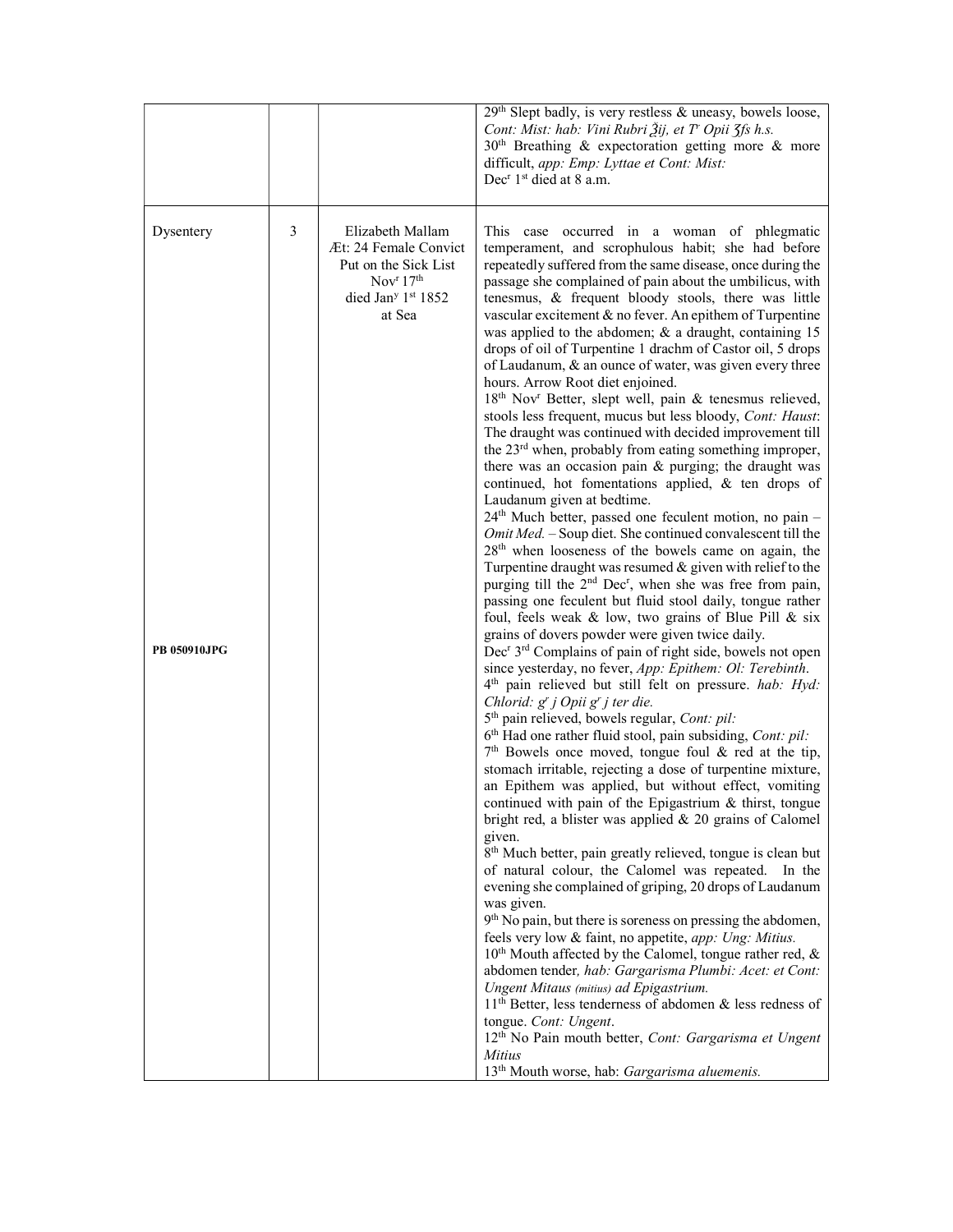| | | | |
|---|---|---|---|
| | | | 29th Slept badly, is very restless & uneasy, bowels loose, *Cont: Mist: hab: Vini Rubri ℥ij, et Tr Opii ʒſs h.s.* <br> 30th Breathing & expectoration getting more & more difficult, *app: Emp: Lyttae et Cont: Mist:* <br> Decr 1st died at 8 a.m. |
| Dysentery <br><br> **PB 050910JPG** | 3 | Elizabeth Mallam <br> Æt: 24 Female Convict <br> Put on the Sick List <br> Novr 17th <br> died Jany 1st 1852 <br> at Sea | This case occurred in a woman of phlegmatic temperament, and scrophulous habit; she had before repeatedly suffered from the same disease, once during the passage she complained of pain about the umbilicus, with tenesmus, & frequent bloody stools, there was little vascular excitement & no fever. An epithem of Turpentine was applied to the abdomen; & a draught, containing 15 drops of oil of Turpentine 1 drachm of Castor oil, 5 drops of Laudanum, & an ounce of water, was given every three hours. Arrow Root diet enjoined. <br> 18th Novr Better, slept well, pain & tenesmus relieved, stools less frequent, mucus but less bloody, *Cont: Haust*: The draught was continued with decided improvement till the 23rd when, probably from eating something improper, there was an occasion pain & purging; the draught was continued, hot fomentations applied, & ten drops of Laudanum given at bedtime. <br> 24th Much better, passed one feculent motion, no pain – *Omit Med.* – Soup diet. She continued convalescent till the 28th when looseness of the bowels came on again, the Turpentine draught was resumed & given with relief to the purging till the 2nd Decr, when she was free from pain, passing one feculent but fluid stool daily, tongue rather foul, feels weak & low, two grains of Blue Pill & six grains of dovers powder were given twice daily. <br> Decr 3rd Complains of pain of right side, bowels not open since yesterday, no fever, *App: Epithem: Ol: Terebinth*. <br> 4th pain relieved but still felt on pressure. *hab: Hyd: Chlorid: gr j Opii gr j ter die.* <br> 5th pain relieved, bowels regular, *Cont: pil:* <br> 6th Had one rather fluid stool, pain subsiding, *Cont: pil:* <br> 7th Bowels once moved, tongue foul & red at the tip, stomach irritable, rejecting a dose of turpentine mixture, an Epithem was applied, but without effect, vomiting continued with pain of the Epigastrium & thirst, tongue bright red, a blister was applied & 20 grains of Calomel given. <br> 8th Much better, pain greatly relieved, tongue is clean but of natural colour, the Calomel was repeated. In the evening she complained of griping, 20 drops of Laudanum was given. <br> 9th No pain, but there is soreness on pressing the abdomen, feels very low & faint, no appetite, *app: Ung: Mitius.* <br> 10th Mouth affected by the Calomel, tongue rather red, & abdomen tender*, hab: Gargarisma Plumbi: Acet: et Cont: Ungent Mitaus (mitius) ad Epigastrium.* <br> 11th Better, less tenderness of abdomen & less redness of tongue. *Cont: Ungent*. <br> 12th No Pain mouth better, *Cont: Gargarisma et Ungent Mitius* <br> 13th Mouth worse, hab: *Gargarisma aluemenis.* |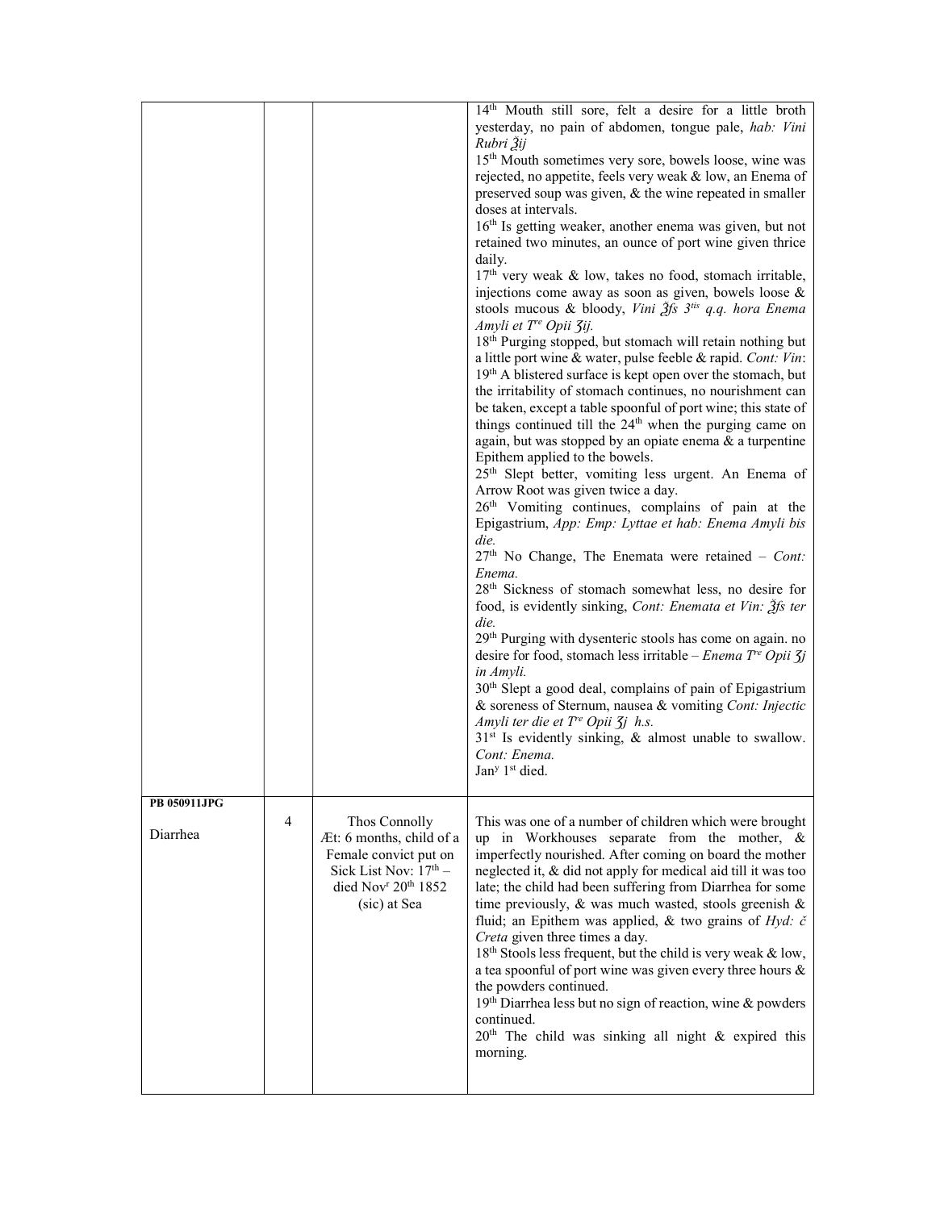| | | | |
|---|---|---|---|
| | | | 14th Mouth still sore, felt a desire for a little broth yesterday, no pain of abdomen, tongue pale, *hab: Vini Rubri ℥ij*<br>15th Mouth sometimes very sore, bowels loose, wine was rejected, no appetite, feels very weak & low, an Enema of preserved soup was given, & the wine repeated in smaller doses at intervals.<br>16th Is getting weaker, another enema was given, but not retained two minutes, an ounce of port wine given thrice daily.<br>17th very weak & low, takes no food, stomach irritable, injections come away as soon as given, bowels loose & stools mucous & bloody, *Vini ℥ſs 3tis q.q. hora Enema Amyli et Tre Opii ʒij.*<br>18th Purging stopped, but stomach will retain nothing but a little port wine & water, pulse feeble & rapid. *Cont: Vin*:<br>19th A blistered surface is kept open over the stomach, but the irritability of stomach continues, no nourishment can be taken, except a table spoonful of port wine; this state of things continued till the 24th when the purging came on again, but was stopped by an opiate enema & a turpentine Epithem applied to the bowels.<br>25th Slept better, vomiting less urgent. An Enema of Arrow Root was given twice a day.<br>26th Vomiting continues, complains of pain at the Epigastrium, *App: Emp: Lyttae et hab: Enema Amyli bis die.*<br>27th No Change, The Enemata were retained – *Cont: Enema.*<br>28th Sickness of stomach somewhat less, no desire for food, is evidently sinking, *Cont: Enemata et Vin: ℥ſs ter die.*<br>29th Purging with dysenteric stools has come on again. no desire for food, stomach less irritable – *Enema Tre Opii ʒj in Amyli.*<br>30th Slept a good deal, complains of pain of Epigastrium & soreness of Sternum, nausea & vomiting *Cont: Injectic Amyli ter die et Tre Opii ʒj h.s.*<br>31st Is evidently sinking, & almost unable to swallow. *Cont: Enema.*<br>Jany 1st died. |
| **PB 050911JPG**<br><br>Diarrhea | 4 | Thos Connolly<br>Æt: 6 months, child of a Female convict put on Sick List Nov: 17th – died Novr 20th 1852 (sic) at Sea | This was one of a number of children which were brought up in Workhouses separate from the mother, & imperfectly nourished. After coming on board the mother neglected it, & did not apply for medical aid till it was too late; the child had been suffering from Diarrhea for some time previously, & was much wasted, stools greenish & fluid; an Epithem was applied, & two grains of *Hyd: č Creta* given three times a day.<br>18th Stools less frequent, but the child is very weak & low, a tea spoonful of port wine was given every three hours & the powders continued.<br>19th Diarrhea less but no sign of reaction, wine & powders continued.<br>20th The child was sinking all night & expired this morning. |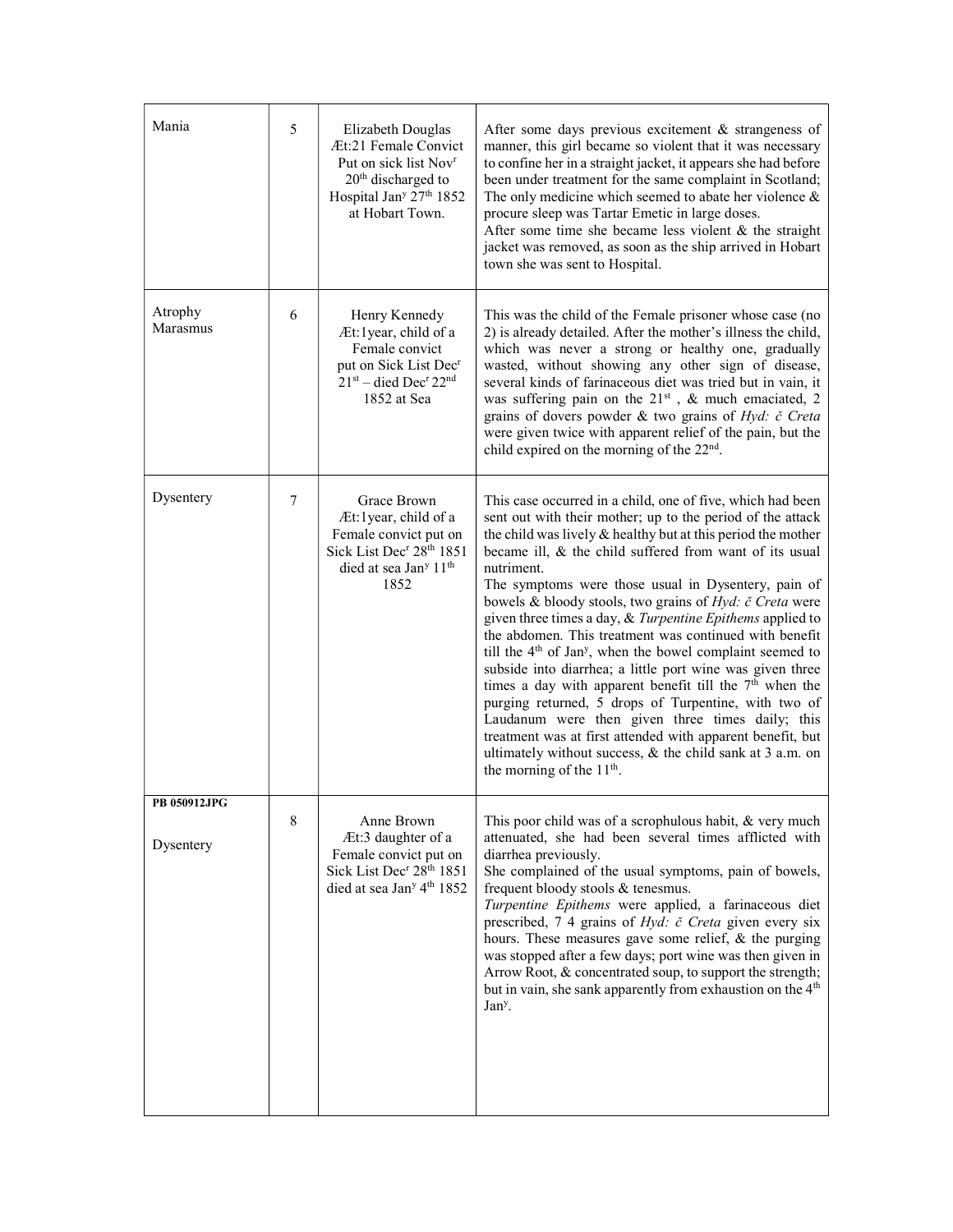| | | | |
|---|---|---|---|
| Mania | 5 | Elizabeth Douglas Æt:21 Female Convict Put on sick list Nov$^{r}$ 20$^{th}$ discharged to Hospital Jan$^{y}$ 27$^{th}$ 1852 at Hobart Town. | After some days previous excitement & strangeness of manner, this girl became so violent that it was necessary to confine her in a straight jacket, it appears she had before been under treatment for the same complaint in Scotland; The only medicine which seemed to abate her violence & procure sleep was Tartar Emetic in large doses.<br>After some time she became less violent & the straight jacket was removed, as soon as the ship arrived in Hobart town she was sent to Hospital. |
| Atrophy Marasmus | 6 | Henry Kennedy Æt:1year, child of a Female convict put on Sick List Dec$^{r}$ 21$^{st}$ – died Dec$^{r}$ 22$^{nd}$ 1852 at Sea | This was the child of the Female prisoner whose case (no 2) is already detailed. After the mother's illness the child, which was never a strong or healthy one, gradually wasted, without showing any other sign of disease, several kinds of farinaceous diet was tried but in vain, it was suffering pain on the 21$^{st}$ , & much emaciated, 2 grains of dovers powder & two grains of *Hyd: č Creta* were given twice with apparent relief of the pain, but the child expired on the morning of the 22$^{nd}$. |
| Dysentery | 7 | Grace Brown Æt:1year, child of a Female convict put on Sick List Dec$^{r}$ 28$^{th}$ 1851 died at sea Jan$^{y}$ 11$^{th}$ 1852 | This case occurred in a child, one of five, which had been sent out with their mother; up to the period of the attack the child was lively & healthy but at this period the mother became ill, & the child suffered from want of its usual nutriment.<br>The symptoms were those usual in Dysentery, pain of bowels & bloody stools, two grains of *Hyd: č Creta* were given three times a day, & *Turpentine Epithems* applied to the abdomen. This treatment was continued with benefit till the 4$^{th}$ of Jan$^{y}$, when the bowel complaint seemed to subside into diarrhea; a little port wine was given three times a day with apparent benefit till the 7$^{th}$ when the purging returned, 5 drops of Turpentine, with two of Laudanum were then given three times daily; this treatment was at first attended with apparent benefit, but ultimately without success, & the child sank at 3 a.m. on the morning of the 11$^{th}$. |
| **PB 050912JPG**<br><br>Dysentery | 8 | Anne Brown Æt:3 daughter of a Female convict put on Sick List Dec$^{r}$ 28$^{th}$ 1851 died at sea Jan$^{y}$ 4$^{th}$ 1852 | This poor child was of a scrophulous habit, & very much attenuated, she had been several times afflicted with diarrhea previously.<br>She complained of the usual symptoms, pain of bowels, frequent bloody stools & tenesmus.<br>*Turpentine Epithems* were applied, a farinaceous diet prescribed, 7 4 grains of *Hyd: č Creta* given every six hours. These measures gave some relief, & the purging was stopped after a few days; port wine was then given in Arrow Root, & concentrated soup, to support the strength; but in vain, she sank apparently from exhaustion on the 4$^{th}$ Jan$^{y}$. |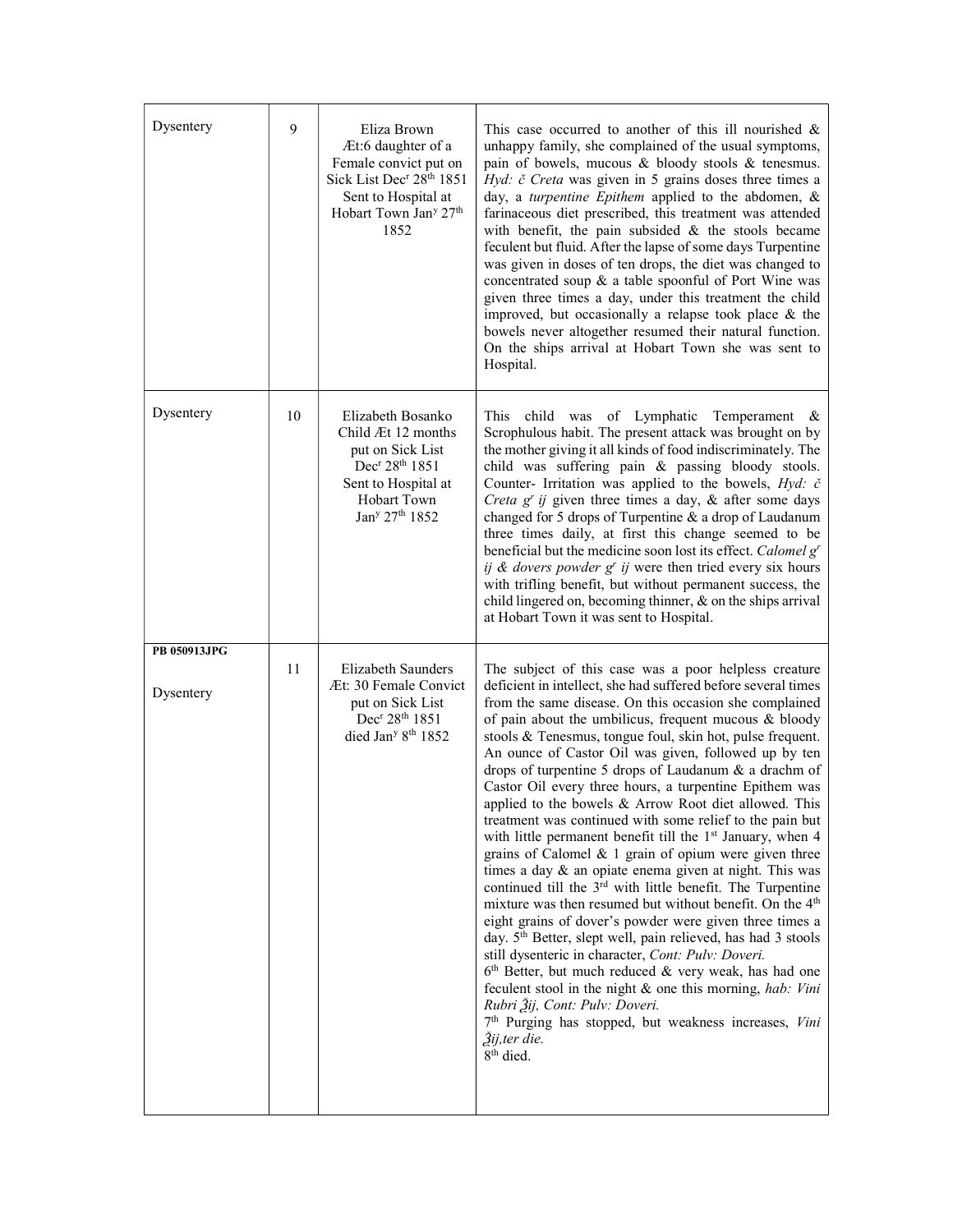| | | | |
|---|---|---|---|
| Dysentery | 9 | Eliza Brown Æt:6 daughter of a Female convict put on Sick List Dec[r] 28[th] 1851 Sent to Hospital at Hobart Town Jan[y] 27[th] 1852 | This case occurred to another of this ill nourished & unhappy family, she complained of the usual symptoms, pain of bowels, mucous & bloody stools & tenesmus. *Hyd: č Creta* was given in 5 grains doses three times a day, a *turpentine Epithem* applied to the abdomen, & farinaceous diet prescribed, this treatment was attended with benefit, the pain subsided & the stools became feculent but fluid. After the lapse of some days Turpentine was given in doses of ten drops, the diet was changed to concentrated soup & a table spoonful of Port Wine was given three times a day, under this treatment the child improved, but occasionally a relapse took place & the bowels never altogether resumed their natural function. On the ships arrival at Hobart Town she was sent to Hospital. |
| Dysentery | 10 | Elizabeth Bosanko Child Æt 12 months put on Sick List Dec[r] 28[th] 1851 Sent to Hospital at Hobart Town Jan[y] 27[th] 1852 | This child was of Lymphatic Temperament & Scrophulous habit. The present attack was brought on by the mother giving it all kinds of food indiscriminately. The child was suffering pain & passing bloody stools. Counter- Irritation was applied to the bowels, *Hyd: č Creta g[r] ij* given three times a day, & after some days changed for 5 drops of Turpentine & a drop of Laudanum three times daily, at first this change seemed to be beneficial but the medicine soon lost its effect. *Calomel g[r] ij & dovers powder g[r] ij* were then tried every six hours with trifling benefit, but without permanent success, the child lingered on, becoming thinner, & on the ships arrival at Hobart Town it was sent to Hospital. |
| **PB 050913JPG** Dysentery | 11 | Elizabeth Saunders Æt: 30 Female Convict put on Sick List Dec[r] 28[th] 1851 died Jan[y] 8[th] 1852 | The subject of this case was a poor helpless creature deficient in intellect, she had suffered before several times from the same disease. On this occasion she complained of pain about the umbilicus, frequent mucous & bloody stools & Tenesmus, tongue foul, skin hot, pulse frequent. An ounce of Castor Oil was given, followed up by ten drops of turpentine 5 drops of Laudanum & a drachm of Castor Oil every three hours, a turpentine Epithem was applied to the bowels & Arrow Root diet allowed. This treatment was continued with some relief to the pain but with little permanent benefit till the 1[st] January, when 4 grains of Calomel & 1 grain of opium were given three times a day & an opiate enema given at night. This was continued till the 3[rd] with little benefit. The Turpentine mixture was then resumed but without benefit. On the 4[th] eight grains of dover's powder were given three times a day. 5[th] Better, slept well, pain relieved, has had 3 stools still dysenteric in character, *Cont: Pulv: Doveri.* 6[th] Better, but much reduced & very weak, has had one feculent stool in the night & one this morning, *hab: Vini Rubri ℥ij, Cont: Pulv: Doveri.* 7[th] Purging has stopped, but weakness increases, *Vini ℥ij, ter die.* 8[th] died. |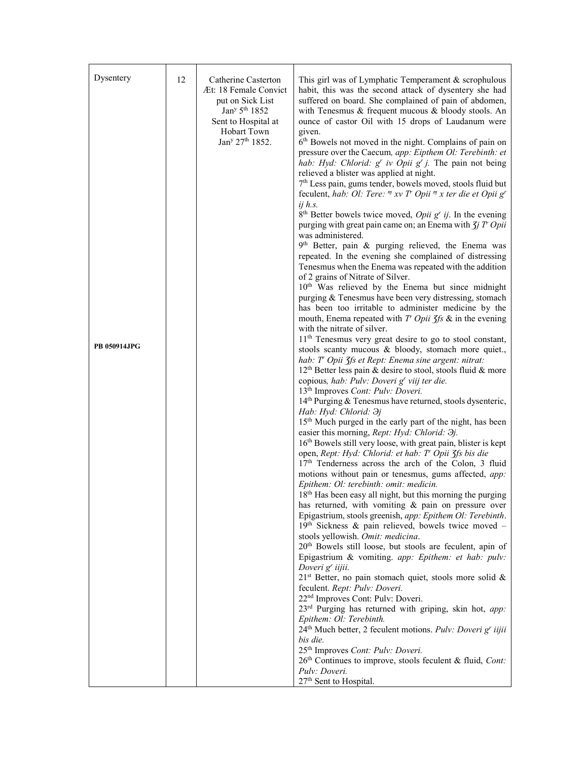| | | | |
|---|---|---|---|
| Dysentery<br><br>**PB 050914JPG** | 12 | Catherine Casterton Æt: 18 Female Convict put on Sick List Jan$^{y}$ 5$^{th}$ 1852 Sent to Hospital at Hobart Town Jan$^{y}$ 27$^{th}$ 1852. | This girl was of Lymphatic Temperament & scrophulous habit, this was the second attack of dysentery she had suffered on board. She complained of pain of abdomen, with Tenesmus & frequent mucous & bloody stools. An ounce of castor Oil with 15 drops of Laudanum were given.<br>6$^{th}$ Bowels not moved in the night. Complains of pain on pressure over the Caecum, *app: Eipthem Ol: Terebinth: et hab: Hyd: Chlorid: g$^{r}$ iv Opii g$^{r}$ j.* The pain not being relieved a blister was applied at night.<br>7$^{th}$ Less pain, gums tender, bowels moved, stools fluid but feculent, *hab: Ol: Tere: ℳ xv T$^{r}$ Opii ℳ x ter die et Opii g$^{r}$ ij h.s.*<br>8$^{th}$ Better bowels twice moved, *Opii g$^{r}$ ij*. In the evening purging with great pain came on; an Enema with *ʒj T$^{r}$ Opii* was administered.<br>9$^{th}$ Better, pain & purging relieved, the Enema was repeated. In the evening she complained of distressing Tenesmus when the Enema was repeated with the addition of 2 grains of Nitrate of Silver.<br>10$^{th}$ Was relieved by the Enema but since midnight purging & Tenesmus have been very distressing, stomach has been too irritable to administer medicine by the mouth, Enema repeated with *T$^{r}$ Opii ʒſs* & in the evening with the nitrate of silver.<br>11$^{th}$ Tenesmus very great desire to go to stool constant, stools scanty mucous & bloody, stomach more quiet., *hab: T$^{r}$ Opii ʒſs et Rept: Enema sine argent: nitrat:*<br>12$^{th}$ Better less pain & desire to stool, stools fluid & more copious, *hab: Pulv: Doveri g$^{r}$ viij ter die.*<br>13$^{th}$ Improves *Cont: Pulv: Doveri.*<br>14$^{th}$ Purging & Tenesmus have returned, stools dysenteric, *Hab: Hyd: Chlorid: Əj*<br>15$^{th}$ Much purged in the early part of the night, has been easier this morning, *Rept: Hyd: Chlorid: Əj.*<br>16$^{th}$ Bowels still very loose, with great pain, blister is kept open, *Rept: Hyd: Chlorid: et hab: T$^{r}$ Opii ʒſs bis die*<br>17$^{th}$ Tenderness across the arch of the Colon, 3 fluid motions without pain or tenesmus, gums affected, *app: Epithem: Ol: terebinth: omit: medicin.*<br>18$^{th}$ Has been easy all night, but this morning the purging has returned, with vomiting & pain on pressure over Epigastrium, stools greenish, *app: Epithem Ol: Terebinth*.<br>19$^{th}$ Sickness & pain relieved, bowels twice moved – stools yellowish. *Omit: medicina*.<br>20$^{th}$ Bowels still loose, but stools are feculent, apin of Epigastrium & vomiting. *app: Epithem: et hab: pulv: Doveri g$^{r}$ iijii.*<br>21$^{st}$ Better, no pain stomach quiet, stools more solid & feculent. *Rept: Pulv: Doveri.*<br>22$^{nd}$ Improves Cont: Pulv: Doveri.<br>23$^{rd}$ Purging has returned with griping, skin hot, *app: Epithem: Ol: Terebinth.*<br>24$^{th}$ Much better, 2 feculent motions. *Pulv: Doveri g$^{r}$ iijii bis die.*<br>25$^{th}$ Improves *Cont: Pulv: Doveri.*<br>26$^{th}$ Continues to improve, stools feculent & fluid, *Cont: Pulv: Doveri.*<br>27$^{th}$ Sent to Hospital. |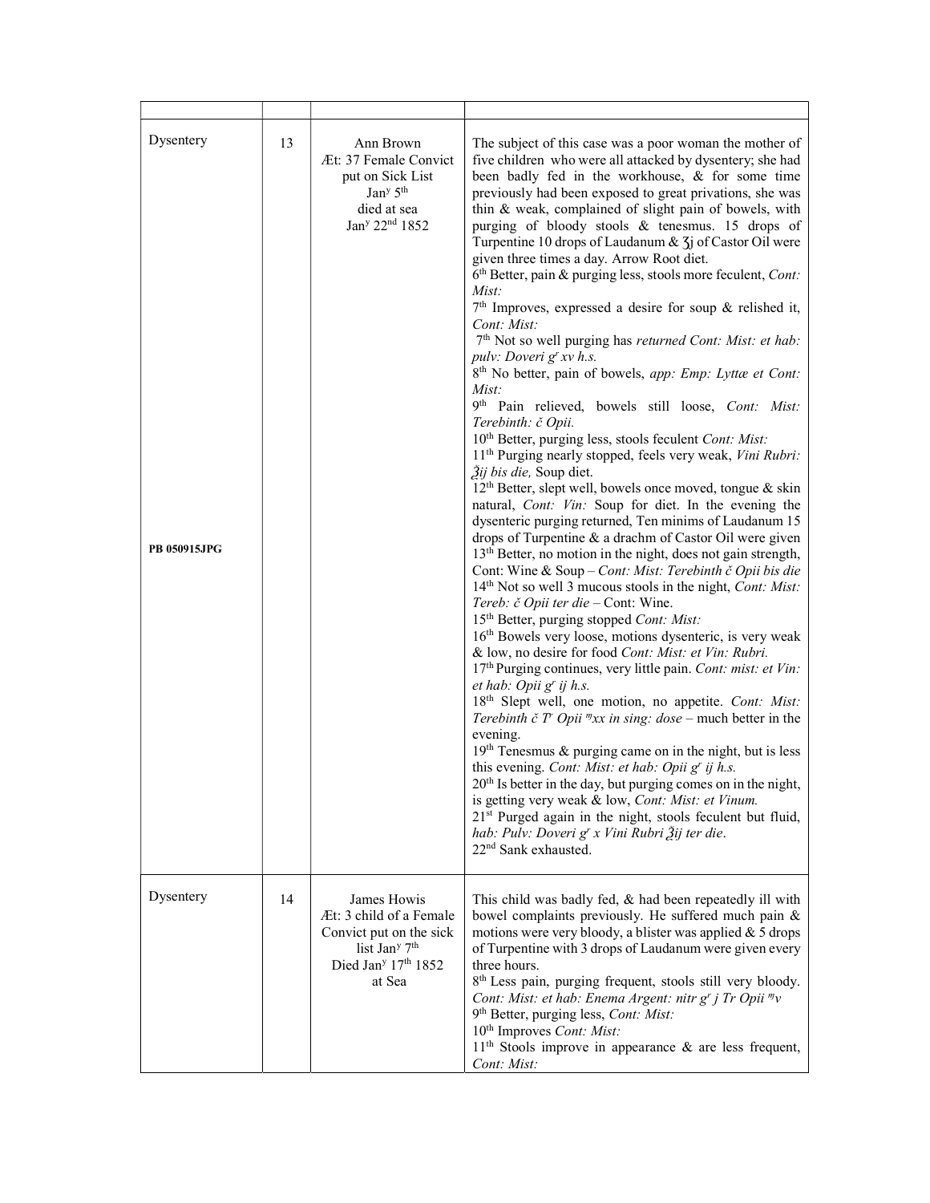| | | | |
|---|---|---|---|
| Dysentery<br><br>**PB 050915JPG** | 13 | Ann Brown<br>Æt: 37 Female Convict put on Sick List Jan^y 5^th died at sea Jan^y 22^nd 1852 | The subject of this case was a poor woman the mother of five children who were all attacked by dysentery; she had been badly fed in the workhouse, & for some time previously had been exposed to great privations, she was thin & weak, complained of slight pain of bowels, with purging of bloody stools & tenesmus. 15 drops of Turpentine 10 drops of Laudanum & ʒj of Castor Oil were given three times a day. Arrow Root diet.<br>6^th Better, pain & purging less, stools more feculent, *Cont: Mist:*<br>7^th Improves, expressed a desire for soup & relished it, *Cont: Mist:*<br>7^th Not so well purging has *returned Cont: Mist: et hab: pulv: Doveri g^r xv h.s.*<br>8^th No better, pain of bowels, *app: Emp: Lyttæ et Cont: Mist:*<br>9^th Pain relieved, bowels still loose, *Cont: Mist: Terebinth: č Opii.*<br>10^th Better, purging less, stools feculent *Cont: Mist:*<br>11^th Purging nearly stopped, feels very weak, *Vini Rubri: ℥ij bis die,* Soup diet.<br>12^th Better, slept well, bowels once moved, tongue & skin natural, *Cont: Vin:* Soup for diet. In the evening the dysenteric purging returned, Ten minims of Laudanum 15 drops of Turpentine & a drachm of Castor Oil were given<br>13^th Better, no motion in the night, does not gain strength, Cont: Wine & Soup – *Cont: Mist: Terebinth č Opii bis die*<br>14^th Not so well 3 mucous stools in the night, *Cont: Mist: Tereb: č Opii ter die* – Cont: Wine.<br>15^th Better, purging stopped *Cont: Mist:*<br>16^th Bowels very loose, motions dysenteric, is very weak & low, no desire for food *Cont: Mist: et Vin: Rubri.*<br>17^th Purging continues, very little pain. *Cont: mist: et Vin: et hab: Opii g^r ij h.s.*<br>18^th Slept well, one motion, no appetite. *Cont: Mist: Terebinth č T^r Opii ♏xx in sing: dose* – much better in the evening.<br>19^th Tenesmus & purging came on in the night, but is less this evening. *Cont: Mist: et hab: Opii g^r ij h.s.*<br>20^th Is better in the day, but purging comes on in the night, is getting very weak & low, *Cont: Mist: et Vinum.*<br>21^st Purged again in the night, stools feculent but fluid, *hab: Pulv: Doveri g^r x Vini Rubri ℥ij ter die.*<br>22^nd Sank exhausted. |
| Dysentery | 14 | James Howis<br>Æt: 3 child of a Female Convict put on the sick list Jan^y 7^th Died Jan^y 17^th 1852 at Sea | This child was badly fed, & had been repeatedly ill with bowel complaints previously. He suffered much pain & motions were very bloody, a blister was applied & 5 drops of Turpentine with 3 drops of Laudanum were given every three hours.<br>8^th Less pain, purging frequent, stools still very bloody. *Cont: Mist: et hab: Enema Argent: nitr g^r j Tr Opii ♏v*<br>9^th Better, purging less, *Cont: Mist:*<br>10^th Improves *Cont: Mist:*<br>11^th Stools improve in appearance & are less frequent, *Cont: Mist:* |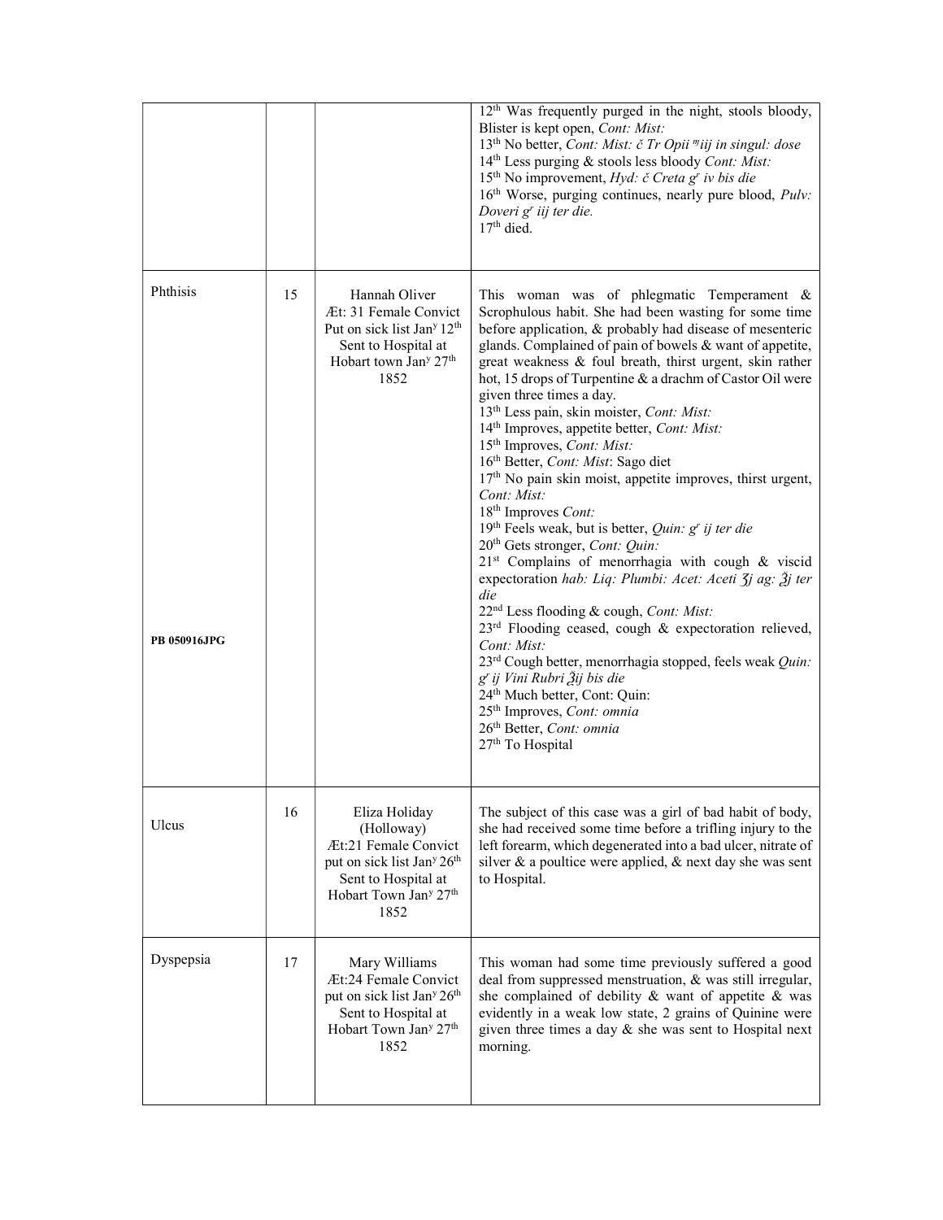| | | | |
|---|---|---|---|
| | | | 12th Was frequently purged in the night, stools bloody, Blister is kept open, *Cont: Mist:*<br>13th No better, *Cont: Mist: č Tr Opii ♏iij in singul: dose*<br>14th Less purging & stools less bloody *Cont: Mist:*<br>15th No improvement, *Hyd: č Creta gr iv bis die*<br>16th Worse, purging continues, nearly pure blood, *Pulv: Doveri gr iij ter die.*<br>17th died. |
| Phthisis<br><br>**PB 050916JPG** | 15 | Hannah Oliver<br>Æt: 31 Female Convict<br>Put on sick list Jany 12th<br>Sent to Hospital at Hobart town Jany 27th 1852 | This woman was of phlegmatic Temperament & Scrophulous habit. She had been wasting for some time before application, & probably had disease of mesenteric glands. Complained of pain of bowels & want of appetite, great weakness & foul breath, thirst urgent, skin rather hot, 15 drops of Turpentine & a drachm of Castor Oil were given three times a day.<br>13th Less pain, skin moister, *Cont: Mist:*<br>14th Improves, appetite better, *Cont: Mist:*<br>15th Improves, *Cont: Mist:*<br>16th Better, *Cont: Mist*: Sago diet<br>17th No pain skin moist, appetite improves, thirst urgent, *Cont: Mist:*<br>18th Improves *Cont:*<br>19th Feels weak, but is better, *Quin: gr ij ter die*<br>20th Gets stronger, *Cont: Quin:*<br>21st Complains of menorrhagia with cough & viscid expectoration *hab: Liq: Plumbi: Acet: Aceti ʒj ag: ℥j ter die*<br>22nd Less flooding & cough, *Cont: Mist:*<br>23rd Flooding ceased, cough & expectoration relieved, *Cont: Mist:*<br>23rd Cough better, menorrhagia stopped, feels weak *Quin: gr ij Vini Rubri ℥ij bis die*<br>24th Much better, Cont: Quin:<br>25th Improves, *Cont: omnia*<br>26th Better, *Cont: omnia*<br>27th To Hospital |
| Ulcus | 16 | Eliza Holiday<br>(Holloway)<br>Æt:21 Female Convict<br>put on sick list Jany 26th<br>Sent to Hospital at Hobart Town Jany 27th 1852 | The subject of this case was a girl of bad habit of body, she had received some time before a trifling injury to the left forearm, which degenerated into a bad ulcer, nitrate of silver & a poultice were applied, & next day she was sent to Hospital. |
| Dyspepsia | 17 | Mary Williams<br>Æt:24 Female Convict<br>put on sick list Jany 26th<br>Sent to Hospital at Hobart Town Jany 27th 1852 | This woman had some time previously suffered a good deal from suppressed menstruation, & was still irregular, she complained of debility & want of appetite & was evidently in a weak low state, 2 grains of Quinine were given three times a day & she was sent to Hospital next morning. |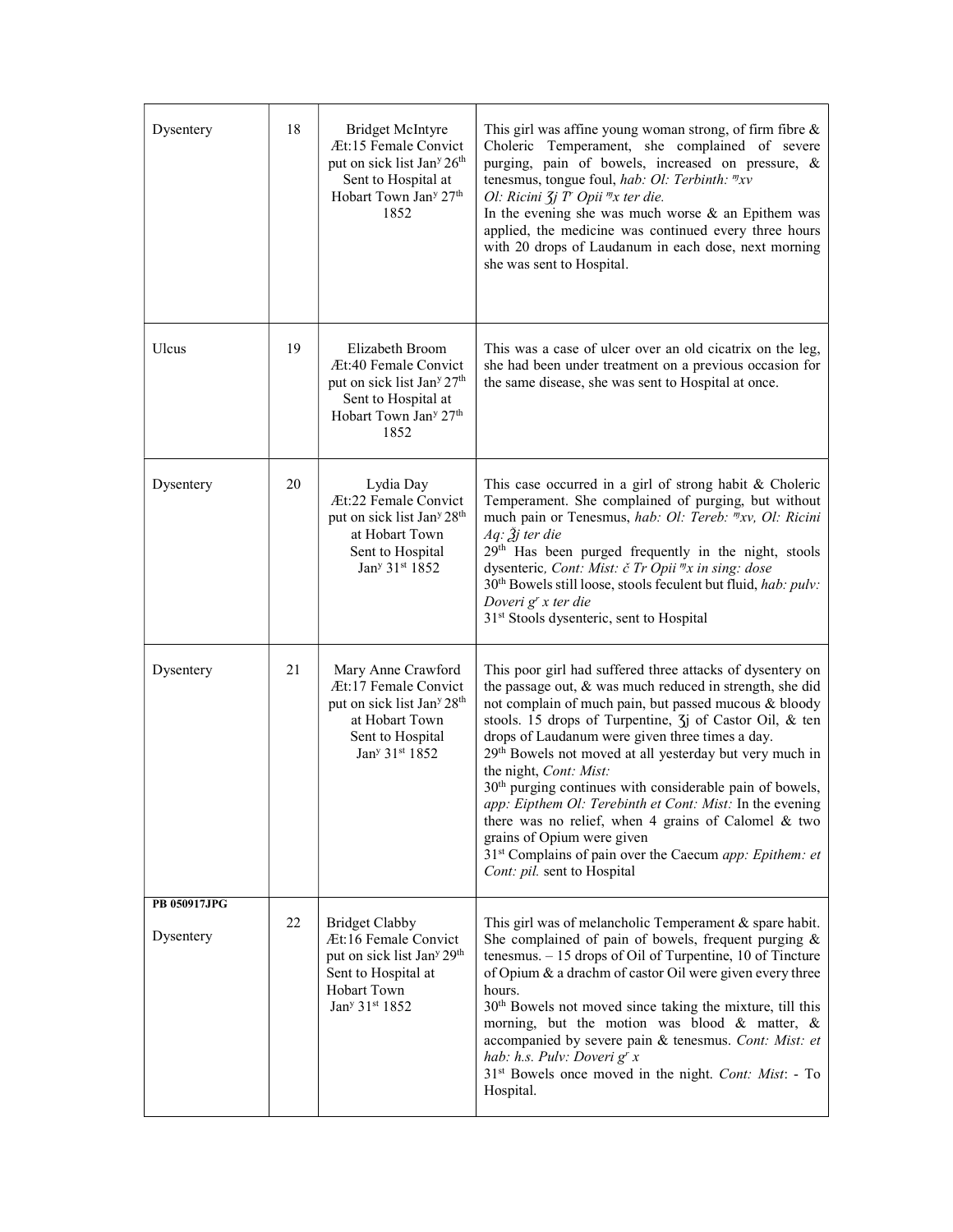| | | | |
|---|---|---|---|
| Dysentery | 18 | Bridget McIntyre<br>Æt:15 Female Convict put on sick list Jan$^{y}$ 26$^{th}$ Sent to Hospital at Hobart Town Jan$^{y}$ 27$^{th}$ 1852 | This girl was affine young woman strong, of firm fibre & Choleric Temperament, she complained of severe purging, pain of bowels, increased on pressure, & tenesmus, tongue foul, *hab: Ol: Terbinth: ♏xv Ol: Ricini ʒj T$^{r}$ Opii ♏x ter die.*<br>In the evening she was much worse & an Epithem was applied, the medicine was continued every three hours with 20 drops of Laudanum in each dose, next morning she was sent to Hospital. |
| Ulcus | 19 | Elizabeth Broom<br>Æt:40 Female Convict put on sick list Jan$^{y}$ 27$^{th}$ Sent to Hospital at Hobart Town Jan$^{y}$ 27$^{th}$ 1852 | This was a case of ulcer over an old cicatrix on the leg, she had been under treatment on a previous occasion for the same disease, she was sent to Hospital at once. |
| Dysentery | 20 | Lydia Day<br>Æt:22 Female Convict put on sick list Jan$^{y}$ 28$^{th}$ at Hobart Town Sent to Hospital Jan$^{y}$ 31$^{st}$ 1852 | This case occurred in a girl of strong habit & Choleric Temperament. She complained of purging, but without much pain or Tenesmus, *hab: Ol: Tereb: ♏xv, Ol: Ricini Aq: ℥j ter die*<br>29$^{th}$ Has been purged frequently in the night, stools dysenteric*, Cont: Mist: č Tr Opii ♏x in sing: dose*<br>30$^{th}$ Bowels still loose, stools feculent but fluid, *hab: pulv: Doveri g$^{r}$ x ter die*<br>31$^{st}$ Stools dysenteric, sent to Hospital |
| Dysentery | 21 | Mary Anne Crawford<br>Æt:17 Female Convict put on sick list Jan$^{y}$ 28$^{th}$ at Hobart Town Sent to Hospital Jan$^{y}$ 31$^{st}$ 1852 | This poor girl had suffered three attacks of dysentery on the passage out, & was much reduced in strength, she did not complain of much pain, but passed mucous & bloody stools. 15 drops of Turpentine, ʒj of Castor Oil, & ten drops of Laudanum were given three times a day.<br>29$^{th}$ Bowels not moved at all yesterday but very much in the night, *Cont: Mist:*<br>30$^{th}$ purging continues with considerable pain of bowels, *app: Eipthem Ol: Terebinth et Cont: Mist:* In the evening there was no relief, when 4 grains of Calomel & two grains of Opium were given<br>31$^{st}$ Complains of pain over the Caecum *app: Epithem: et Cont: pil.* sent to Hospital |
| **PB 050917JPG**<br>Dysentery | 22 | Bridget Clabby<br>Æt:16 Female Convict put on sick list Jan$^{y}$ 29$^{th}$ Sent to Hospital at Hobart Town Jan$^{y}$ 31$^{st}$ 1852 | This girl was of melancholic Temperament & spare habit. She complained of pain of bowels, frequent purging & tenesmus. – 15 drops of Oil of Turpentine, 10 of Tincture of Opium & a drachm of castor Oil were given every three hours.<br>30$^{th}$ Bowels not moved since taking the mixture, till this morning, but the motion was blood & matter, & accompanied by severe pain & tenesmus. *Cont: Mist: et hab: h.s. Pulv: Doveri g$^{r}$ x*<br>31$^{st}$ Bowels once moved in the night. *Cont: Mist*: - To Hospital. |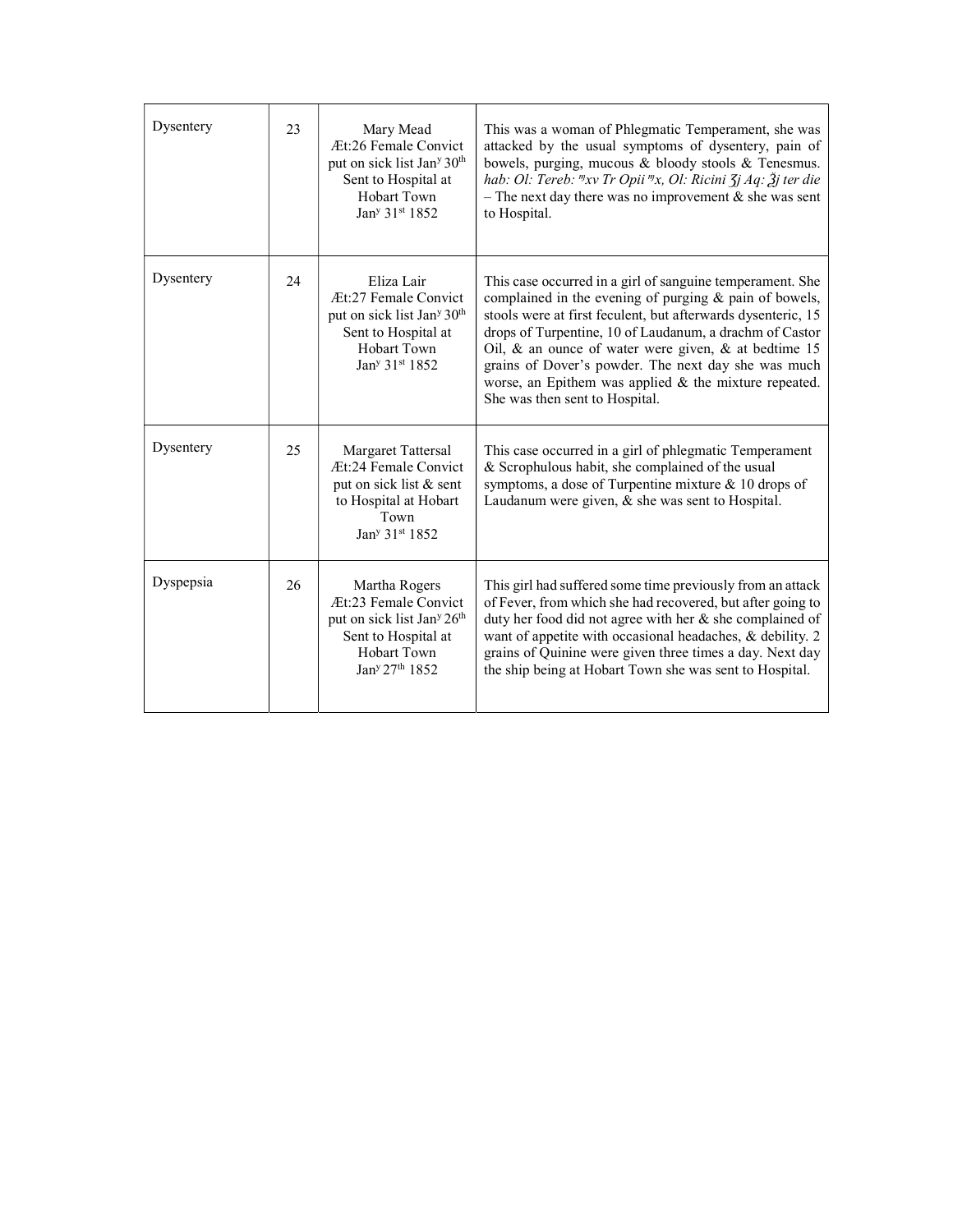| | | | |
|---|---|---|---|
| Dysentery | 23 | Mary Mead<br>Æt:26 Female Convict<br>put on sick list Jan<sup>y</sup> 30<sup>th</sup><br>Sent to Hospital at Hobart Town<br>Jan<sup>y</sup> 31<sup>st</sup> 1852 | This was a woman of Phlegmatic Temperament, she was attacked by the usual symptoms of dysentery, pain of bowels, purging, mucous & bloody stools & Tenesmus. *hab: Ol: Tereb: ♏xv Tr Opii ♏x, Ol: Ricini ʒj Aq: ℥j ter die* – The next day there was no improvement & she was sent to Hospital. |
| Dysentery | 24 | Eliza Lair<br>Æt:27 Female Convict<br>put on sick list Jan<sup>y</sup> 30<sup>th</sup><br>Sent to Hospital at Hobart Town<br>Jan<sup>y</sup> 31<sup>st</sup> 1852 | This case occurred in a girl of sanguine temperament. She complained in the evening of purging & pain of bowels, stools were at first feculent, but afterwards dysenteric, 15 drops of Turpentine, 10 of Laudanum, a drachm of Castor Oil, & an ounce of water were given, & at bedtime 15 grains of Dover's powder. The next day she was much worse, an Epithem was applied & the mixture repeated. She was then sent to Hospital. |
| Dysentery | 25 | Margaret Tattersal<br>Æt:24 Female Convict<br>put on sick list & sent to Hospital at Hobart Town<br>Jan<sup>y</sup> 31<sup>st</sup> 1852 | This case occurred in a girl of phlegmatic Temperament & Scrophulous habit, she complained of the usual symptoms, a dose of Turpentine mixture & 10 drops of Laudanum were given, & she was sent to Hospital. |
| Dyspepsia | 26 | Martha Rogers<br>Æt:23 Female Convict<br>put on sick list Jan<sup>y</sup> 26<sup>th</sup><br>Sent to Hospital at Hobart Town<br>Jan<sup>y</sup> 27<sup>th</sup> 1852 | This girl had suffered some time previously from an attack of Fever, from which she had recovered, but after going to duty her food did not agree with her & she complained of want of appetite with occasional headaches, & debility. 2 grains of Quinine were given three times a day. Next day the ship being at Hobart Town she was sent to Hospital. |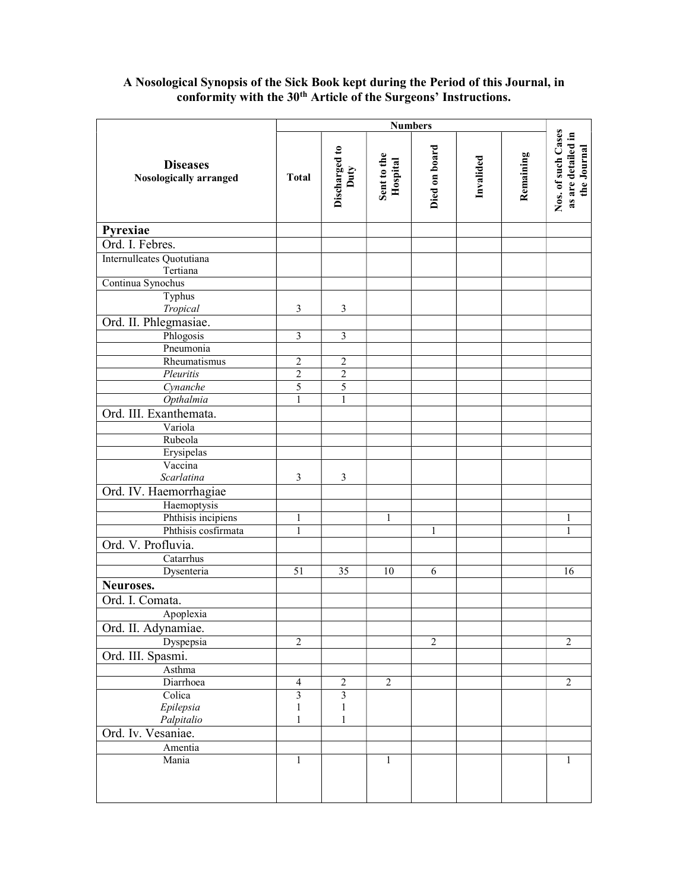**A Nosological Synopsis of the Sick Book kept during the Period of this Journal, in conformity with the 30th Article of the Surgeons' Instructions.**

| **Diseases** Nosologically arranged | Numbers | | | | | | Nos. of such Cases as are detailed in the Journal |
|---|---|---|---|---|---|---|---|
| | Total | Discharged to Duty | Sent to the Hospital | Died on board | Invalided | Remaining | |
| **Pyrexiae** | | | | | | | |
| Ord. I. Febres. | | | | | | | |
| Internulleates Quotutiana<br>Tertiana | | | | | | | |
| Continua Synochus | | | | | | | |
| Typhus<br>*Tropical* | 3 | 3 | | | | | |
| Ord. II. Phlegmasiae. | | | | | | | |
| Phlogosis | 3 | 3 | | | | | |
| Pneumonia | | | | | | | |
| Rheumatismus | 2 | 2 | | | | | |
| *Pleuritis* | 2 | 2 | | | | | |
| *Cynanche* | 5 | 5 | | | | | |
| *Opthalmia* | 1 | 1 | | | | | |
| Ord. III. Exanthemata. | | | | | | | |
| Variola | | | | | | | |
| Rubeola | | | | | | | |
| Erysipelas | | | | | | | |
| Vaccina<br>*Scarlatina* | 3 | 3 | | | | | |
| Ord. IV. Haemorrhagiae | | | | | | | |
| Haemoptysis | | | | | | | |
| Phthisis incipiens | 1 | | 1 | | | | 1 |
| Phthisis cosfirmata | 1 | | | 1 | | | 1 |
| Ord. V. Profluvia. | | | | | | | |
| Catarrhus | | | | | | | |
| Dysenteria | 51 | 35 | 10 | 6 | | | 16 |
| **Neuroses.** | | | | | | | |
| Ord. I. Comata. | | | | | | | |
| Apoplexia | | | | | | | |
| Ord. II. Adynamiae. | | | | | | | |
| Dyspepsia | 2 | | | 2 | | | 2 |
| Ord. III. Spasmi. | | | | | | | |
| Asthma | | | | | | | |
| Diarrhoea | 4 | 2 | 2 | | | | 2 |
| Colica<br>*Epilepsia*<br>*Palpitalio* | 3<br>1<br>1 | 3<br>1<br>1 | | | | | |
| Ord. Iv. Vesaniae. | | | | | | | |
| Amentia | | | | | | | |
| Mania | 1 | | 1 | | | | 1 |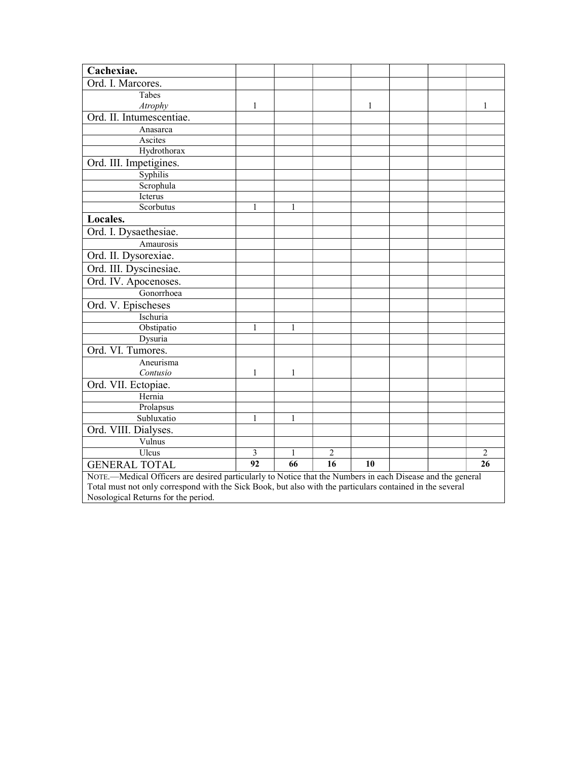| Cachexiae. | | | | | | | |
|---|---|---|---|---|---|---|---|
| Ord. I. Marcores. | | | | | | | |
| Tabes<br>*Atrophy* | 1 | | | 1 | | | 1 |
| Ord. II. Intumescentiae. | | | | | | | |
| Anasarca | | | | | | | |
| Ascites | | | | | | | |
| Hydrothorax | | | | | | | |
| Ord. III. Impetigines. | | | | | | | |
| Syphilis | | | | | | | |
| Scrophula | | | | | | | |
| Icterus | | | | | | | |
| Scorbutus | 1 | 1 | | | | | |
| **Locales.** | | | | | | | |
| Ord. I. Dysaethesiae. | | | | | | | |
| Amaurosis | | | | | | | |
| Ord. II. Dysorexiae. | | | | | | | |
| Ord. III. Dyscinesiae. | | | | | | | |
| Ord. IV. Apocenoses. | | | | | | | |
| Gonorrhoea | | | | | | | |
| Ord. V. Epischeses | | | | | | | |
| Ischuria | | | | | | | |
| Obstipatio | 1 | 1 | | | | | |
| Dysuria | | | | | | | |
| Ord. VI. Tumores. | | | | | | | |
| Aneurisma<br>*Contusio* | 1 | 1 | | | | | |
| Ord. VII. Ectopiae. | | | | | | | |
| Hernia | | | | | | | |
| Prolapsus | | | | | | | |
| Subluxatio | 1 | 1 | | | | | |
| Ord. VIII. Dialyses. | | | | | | | |
| Vulnus | | | | | | | |
| Ulcus | 3 | 1 | 2 | | | | 2 |
| GENERAL TOTAL | **92** | **66** | **16** | **10** | | | **26** |

NOTE.—Medical Officers are desired particularly to Notice that the Numbers in each Disease and the general Total must not only correspond with the Sick Book, but also with the particulars contained in the several Nosological Returns for the period.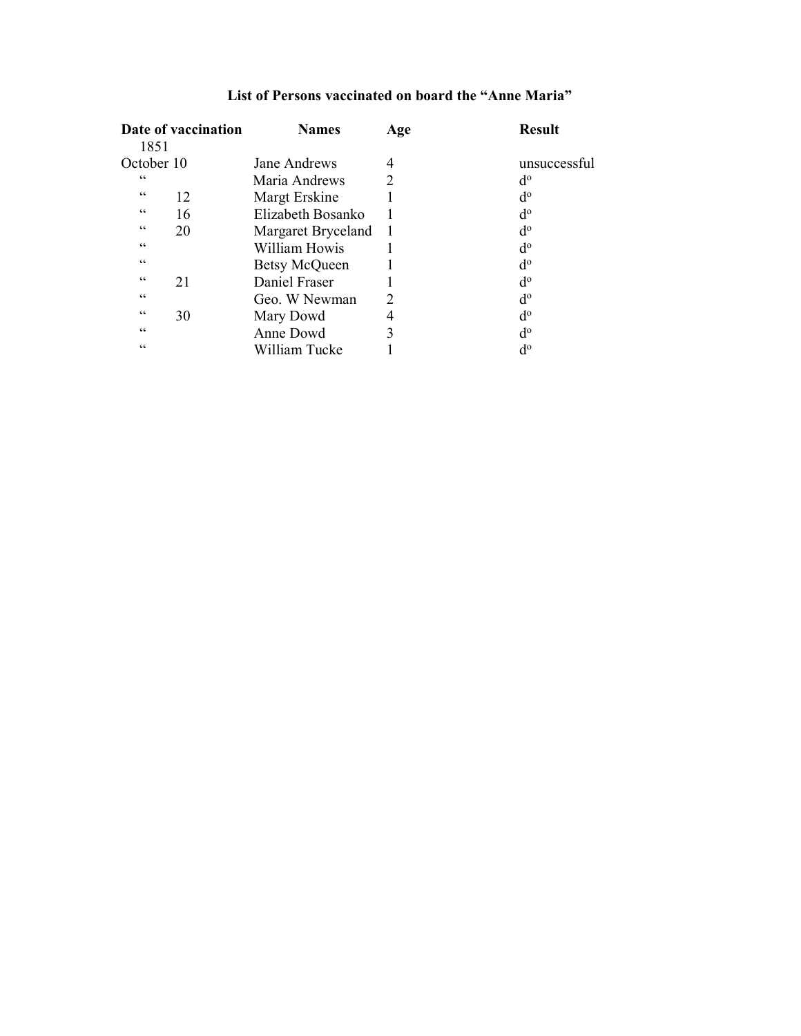**List of Persons vaccinated on board the "Anne Maria"**

| Date of vaccination | Names | Age | Result |
|---|---|---|---|
| 1851 | | | |
| October 10 | Jane Andrews | 4 | unsuccessful |
| " | Maria Andrews | 2 | d^o^ |
| " 12 | Margt Erskine | 1 | d^o^ |
| " 16 | Elizabeth Bosanko | 1 | d^o^ |
| " 20 | Margaret Bryceland | 1 | d^o^ |
| " | William Howis | 1 | d^o^ |
| " | Betsy McQueen | 1 | d^o^ |
| " 21 | Daniel Fraser | 1 | d^o^ |
| " | Geo. W Newman | 2 | d^o^ |
| " 30 | Mary Dowd | 4 | d^o^ |
| " | Anne Dowd | 3 | d^o^ |
| " | William Tucke | 1 | d^o^ |